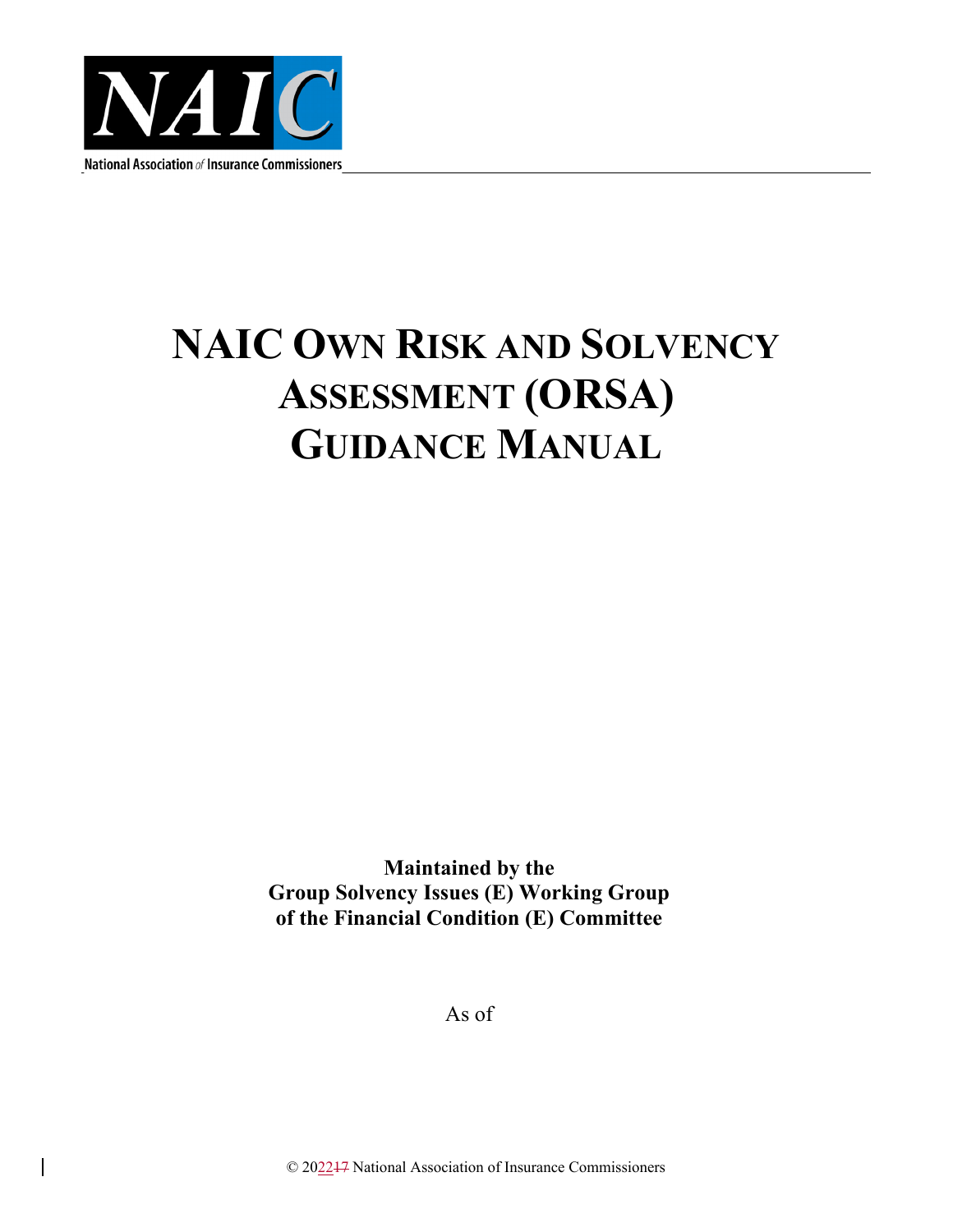NAIC

National Association of Insurance Commissioners

# NAIC OWN RISK AND SOLVENCY ASSESSMENT (ORSA) GUIDANCE MANUAL

**Maintained by the**
**Group Solvency Issues (E) Working Group**
**of the Financial Condition (E) Committee**

As of

© 202217 National Association of Insurance Commissioners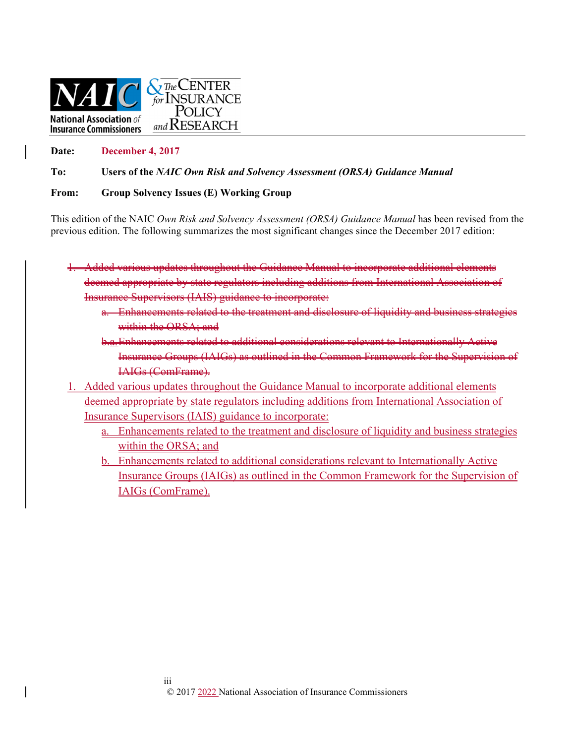**Date:** ~~December 4, 2017~~

**To:** **Users of the *NAIC Own Risk and Solvency Assessment (ORSA) Guidance Manual***

**From:** **Group Solvency Issues (E) Working Group**

This edition of the NAIC *Own Risk and Solvency Assessment (ORSA) Guidance Manual* has been revised from the previous edition. The following summarizes the most significant changes since the December 2017 edition:

1. ~~Added various updates throughout the Guidance Manual to incorporate additional elements deemed appropriate by state regulators including additions from International Association of Insurance Supervisors (IAIS) guidance to incorporate:~~
   a. ~~Enhancements related to the treatment and disclosure of liquidity and business strategies within the ORSA; and~~
   b. ~~Enhancements related to additional considerations relevant to Internationally Active Insurance Groups (IAIGs) as outlined in the Common Framework for the Supervision of IAIGs (ComFrame).~~

1. Added various updates throughout the Guidance Manual to incorporate additional elements deemed appropriate by state regulators including additions from International Association of Insurance Supervisors (IAIS) guidance to incorporate:
   a. Enhancements related to the treatment and disclosure of liquidity and business strategies within the ORSA; and
   b. Enhancements related to additional considerations relevant to Internationally Active Insurance Groups (IAIGs) as outlined in the Common Framework for the Supervision of IAIGs (ComFrame).

© 2017 2022 National Association of Insurance Commissioners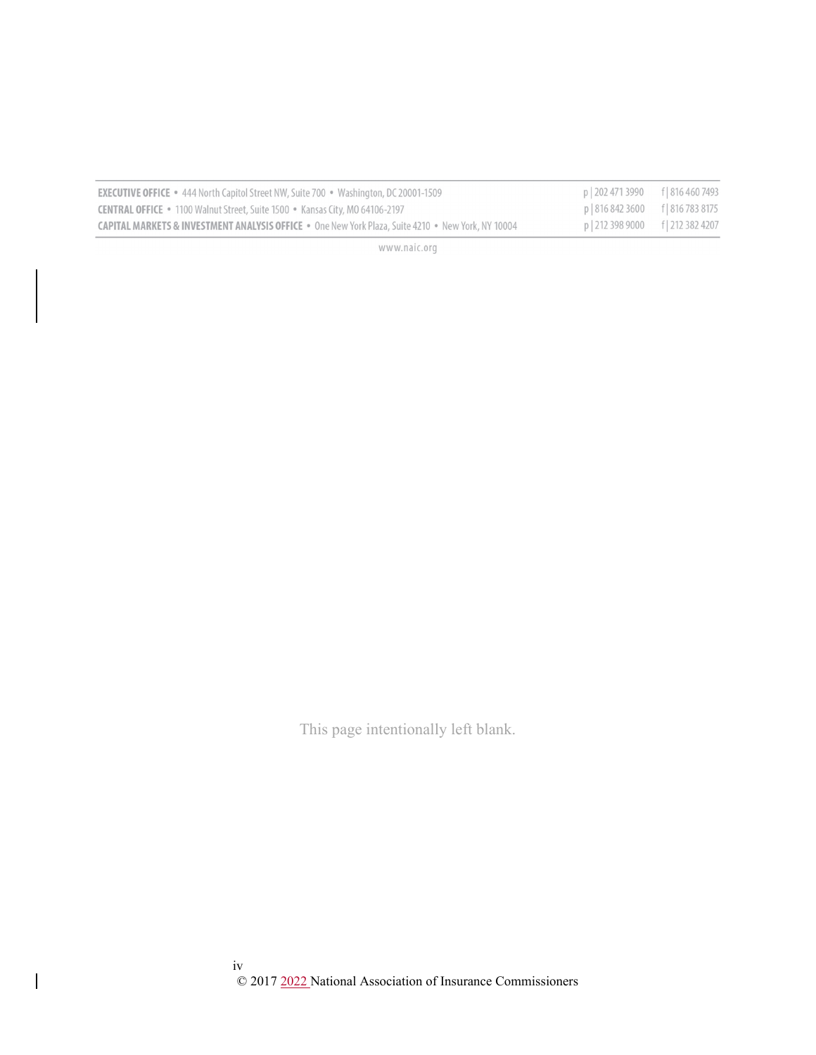EXECUTIVE OFFICE • 444 North Capitol Street NW, Suite 700 • Washington, DC 20001-1509 p | 202 471 3990 f | 816 460 7493

CENTRAL OFFICE • 1100 Walnut Street, Suite 1500 • Kansas City, MO 64106-2197 p | 816 842 3600 f | 816 783 8175

CAPITAL MARKETS & INVESTMENT ANALYSIS OFFICE • One New York Plaza, Suite 4210 • New York, NY 10004 p | 212 398 9000 f | 212 382 4207

www.naic.org

This page intentionally left blank.

© 2017 2022 National Association of Insurance Commissioners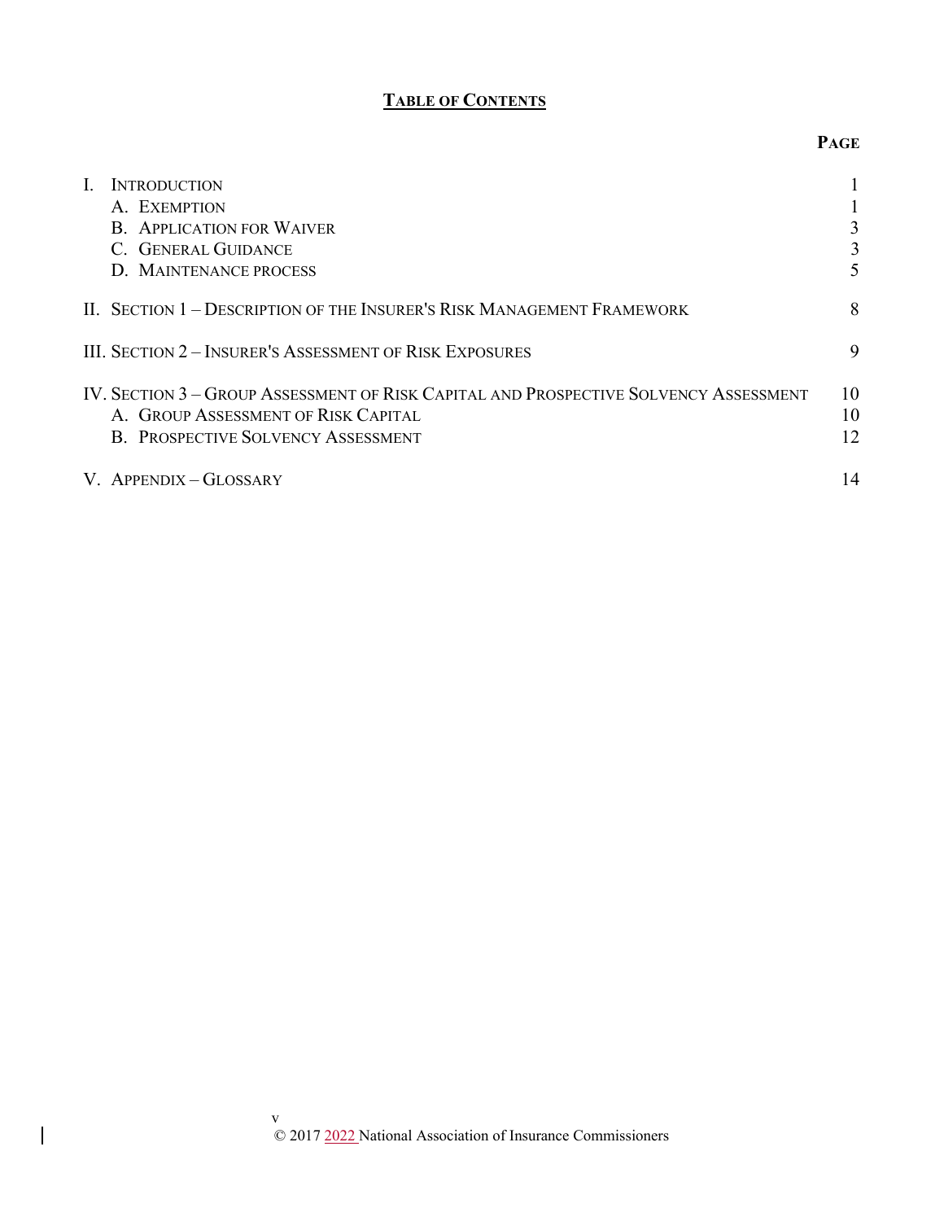## TABLE OF CONTENTS

| | PAGE |
|---|---|
| I. INTRODUCTION | 1 |
| A. EXEMPTION | 1 |
| B. APPLICATION FOR WAIVER | 3 |
| C. GENERAL GUIDANCE | 3 |
| D. MAINTENANCE PROCESS | 5 |
| II. SECTION 1 – DESCRIPTION OF THE INSURER'S RISK MANAGEMENT FRAMEWORK | 8 |
| III. SECTION 2 – INSURER'S ASSESSMENT OF RISK EXPOSURES | 9 |
| IV. SECTION 3 – GROUP ASSESSMENT OF RISK CAPITAL AND PROSPECTIVE SOLVENCY ASSESSMENT | 10 |
| A. GROUP ASSESSMENT OF RISK CAPITAL | 10 |
| B. PROSPECTIVE SOLVENCY ASSESSMENT | 12 |
| V. APPENDIX – GLOSSARY | 14 |

© 2017 2022 National Association of Insurance Commissioners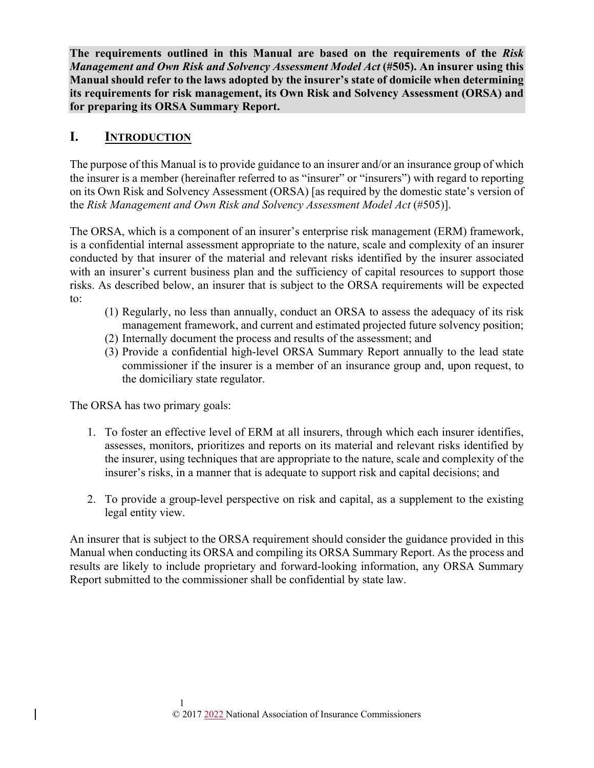**The requirements outlined in this Manual are based on the requirements of the *Risk Management and Own Risk and Solvency Assessment Model Act* (#505). An insurer using this Manual should refer to the laws adopted by the insurer's state of domicile when determining its requirements for risk management, its Own Risk and Solvency Assessment (ORSA) and for preparing its ORSA Summary Report.**

# I. INTRODUCTION

The purpose of this Manual is to provide guidance to an insurer and/or an insurance group of which the insurer is a member (hereinafter referred to as "insurer" or "insurers") with regard to reporting on its Own Risk and Solvency Assessment (ORSA) [as required by the domestic state's version of the *Risk Management and Own Risk and Solvency Assessment Model Act* (#505)].

The ORSA, which is a component of an insurer's enterprise risk management (ERM) framework, is a confidential internal assessment appropriate to the nature, scale and complexity of an insurer conducted by that insurer of the material and relevant risks identified by the insurer associated with an insurer's current business plan and the sufficiency of capital resources to support those risks. As described below, an insurer that is subject to the ORSA requirements will be expected to:

(1) Regularly, no less than annually, conduct an ORSA to assess the adequacy of its risk management framework, and current and estimated projected future solvency position;
(2) Internally document the process and results of the assessment; and
(3) Provide a confidential high-level ORSA Summary Report annually to the lead state commissioner if the insurer is a member of an insurance group and, upon request, to the domiciliary state regulator.

The ORSA has two primary goals:

1. To foster an effective level of ERM at all insurers, through which each insurer identifies, assesses, monitors, prioritizes and reports on its material and relevant risks identified by the insurer, using techniques that are appropriate to the nature, scale and complexity of the insurer's risks, in a manner that is adequate to support risk and capital decisions; and

2. To provide a group-level perspective on risk and capital, as a supplement to the existing legal entity view.

An insurer that is subject to the ORSA requirement should consider the guidance provided in this Manual when conducting its ORSA and compiling its ORSA Summary Report. As the process and results are likely to include proprietary and forward-looking information, any ORSA Summary Report submitted to the commissioner shall be confidential by state law.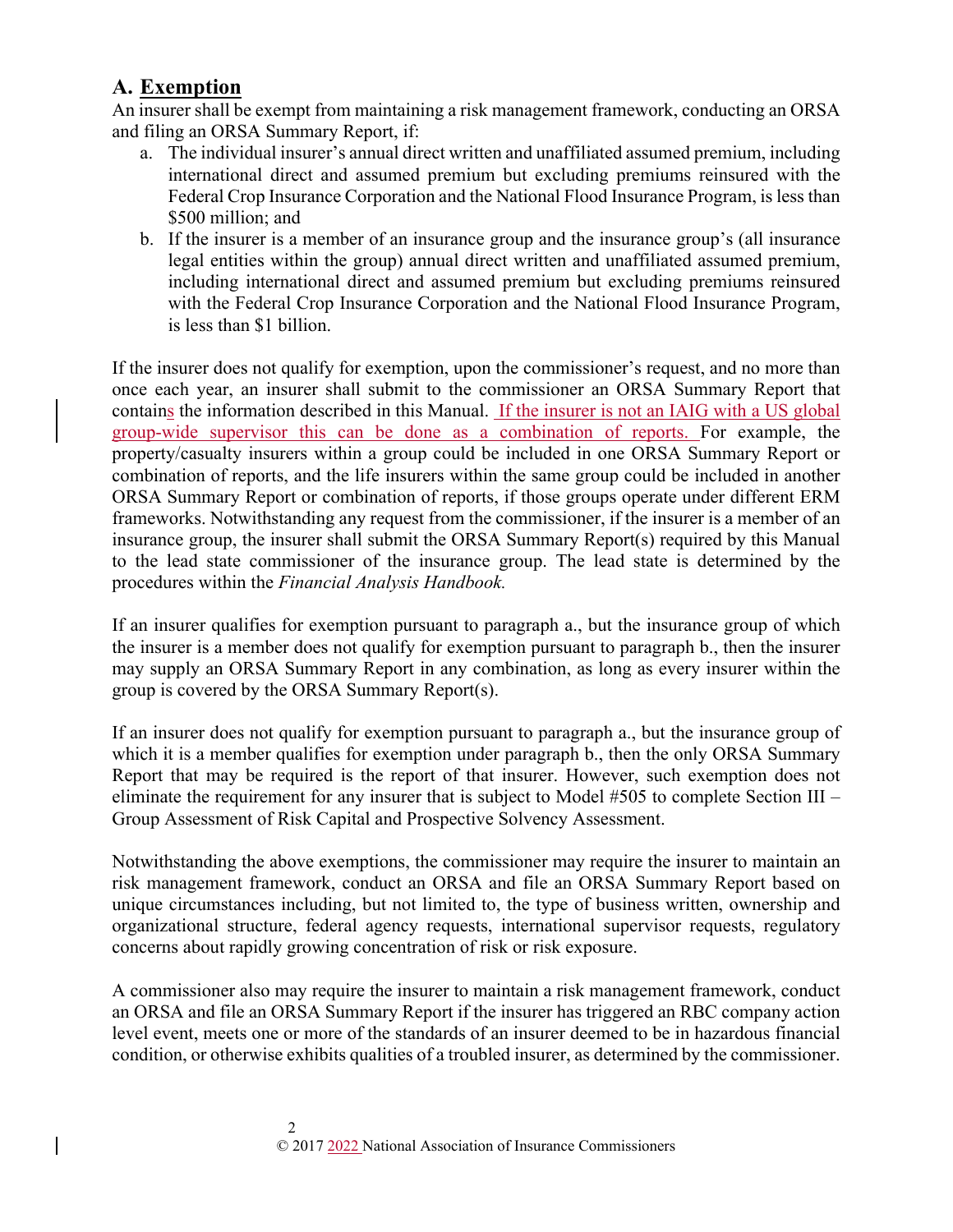## A. Exemption

An insurer shall be exempt from maintaining a risk management framework, conducting an ORSA and filing an ORSA Summary Report, if:

a. The individual insurer's annual direct written and unaffiliated assumed premium, including international direct and assumed premium but excluding premiums reinsured with the Federal Crop Insurance Corporation and the National Flood Insurance Program, is less than $500 million; and

b. If the insurer is a member of an insurance group and the insurance group's (all insurance legal entities within the group) annual direct written and unaffiliated assumed premium, including international direct and assumed premium but excluding premiums reinsured with the Federal Crop Insurance Corporation and the National Flood Insurance Program, is less than $1 billion.

If the insurer does not qualify for exemption, upon the commissioner's request, and no more than once each year, an insurer shall submit to the commissioner an ORSA Summary Report that contains the information described in this Manual. If the insurer is not an IAIG with a US global group-wide supervisor this can be done as a combination of reports. For example, the property/casualty insurers within a group could be included in one ORSA Summary Report or combination of reports, and the life insurers within the same group could be included in another ORSA Summary Report or combination of reports, if those groups operate under different ERM frameworks. Notwithstanding any request from the commissioner, if the insurer is a member of an insurance group, the insurer shall submit the ORSA Summary Report(s) required by this Manual to the lead state commissioner of the insurance group. The lead state is determined by the procedures within the *Financial Analysis Handbook.*

If an insurer qualifies for exemption pursuant to paragraph a., but the insurance group of which the insurer is a member does not qualify for exemption pursuant to paragraph b., then the insurer may supply an ORSA Summary Report in any combination, as long as every insurer within the group is covered by the ORSA Summary Report(s).

If an insurer does not qualify for exemption pursuant to paragraph a., but the insurance group of which it is a member qualifies for exemption under paragraph b., then the only ORSA Summary Report that may be required is the report of that insurer. However, such exemption does not eliminate the requirement for any insurer that is subject to Model #505 to complete Section III – Group Assessment of Risk Capital and Prospective Solvency Assessment.

Notwithstanding the above exemptions, the commissioner may require the insurer to maintain an risk management framework, conduct an ORSA and file an ORSA Summary Report based on unique circumstances including, but not limited to, the type of business written, ownership and organizational structure, federal agency requests, international supervisor requests, regulatory concerns about rapidly growing concentration of risk or risk exposure.

A commissioner also may require the insurer to maintain a risk management framework, conduct an ORSA and file an ORSA Summary Report if the insurer has triggered an RBC company action level event, meets one or more of the standards of an insurer deemed to be in hazardous financial condition, or otherwise exhibits qualities of a troubled insurer, as determined by the commissioner.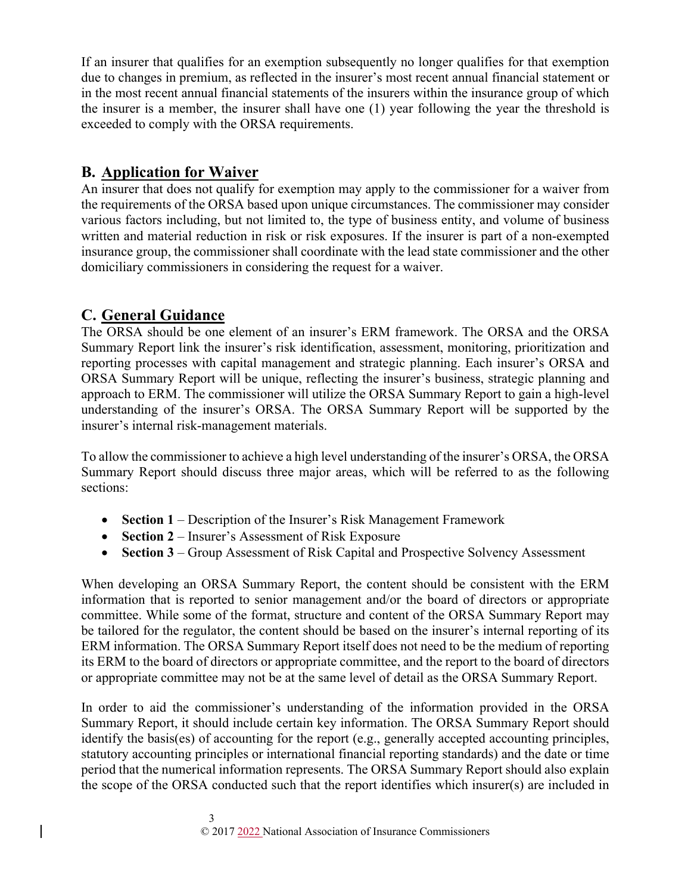If an insurer that qualifies for an exemption subsequently no longer qualifies for that exemption due to changes in premium, as reflected in the insurer's most recent annual financial statement or in the most recent annual financial statements of the insurers within the insurance group of which the insurer is a member, the insurer shall have one (1) year following the year the threshold is exceeded to comply with the ORSA requirements.

## B. Application for Waiver

An insurer that does not qualify for exemption may apply to the commissioner for a waiver from the requirements of the ORSA based upon unique circumstances. The commissioner may consider various factors including, but not limited to, the type of business entity, and volume of business written and material reduction in risk or risk exposures. If the insurer is part of a non-exempted insurance group, the commissioner shall coordinate with the lead state commissioner and the other domiciliary commissioners in considering the request for a waiver.

## C. General Guidance

The ORSA should be one element of an insurer's ERM framework. The ORSA and the ORSA Summary Report link the insurer's risk identification, assessment, monitoring, prioritization and reporting processes with capital management and strategic planning. Each insurer's ORSA and ORSA Summary Report will be unique, reflecting the insurer's business, strategic planning and approach to ERM. The commissioner will utilize the ORSA Summary Report to gain a high-level understanding of the insurer's ORSA. The ORSA Summary Report will be supported by the insurer's internal risk-management materials.

To allow the commissioner to achieve a high level understanding of the insurer's ORSA, the ORSA Summary Report should discuss three major areas, which will be referred to as the following sections:

- **Section 1** – Description of the Insurer's Risk Management Framework
- **Section 2** – Insurer's Assessment of Risk Exposure
- **Section 3** – Group Assessment of Risk Capital and Prospective Solvency Assessment

When developing an ORSA Summary Report, the content should be consistent with the ERM information that is reported to senior management and/or the board of directors or appropriate committee. While some of the format, structure and content of the ORSA Summary Report may be tailored for the regulator, the content should be based on the insurer's internal reporting of its ERM information. The ORSA Summary Report itself does not need to be the medium of reporting its ERM to the board of directors or appropriate committee, and the report to the board of directors or appropriate committee may not be at the same level of detail as the ORSA Summary Report.

In order to aid the commissioner's understanding of the information provided in the ORSA Summary Report, it should include certain key information. The ORSA Summary Report should identify the basis(es) of accounting for the report (e.g., generally accepted accounting principles, statutory accounting principles or international financial reporting standards) and the date or time period that the numerical information represents. The ORSA Summary Report should also explain the scope of the ORSA conducted such that the report identifies which insurer(s) are included in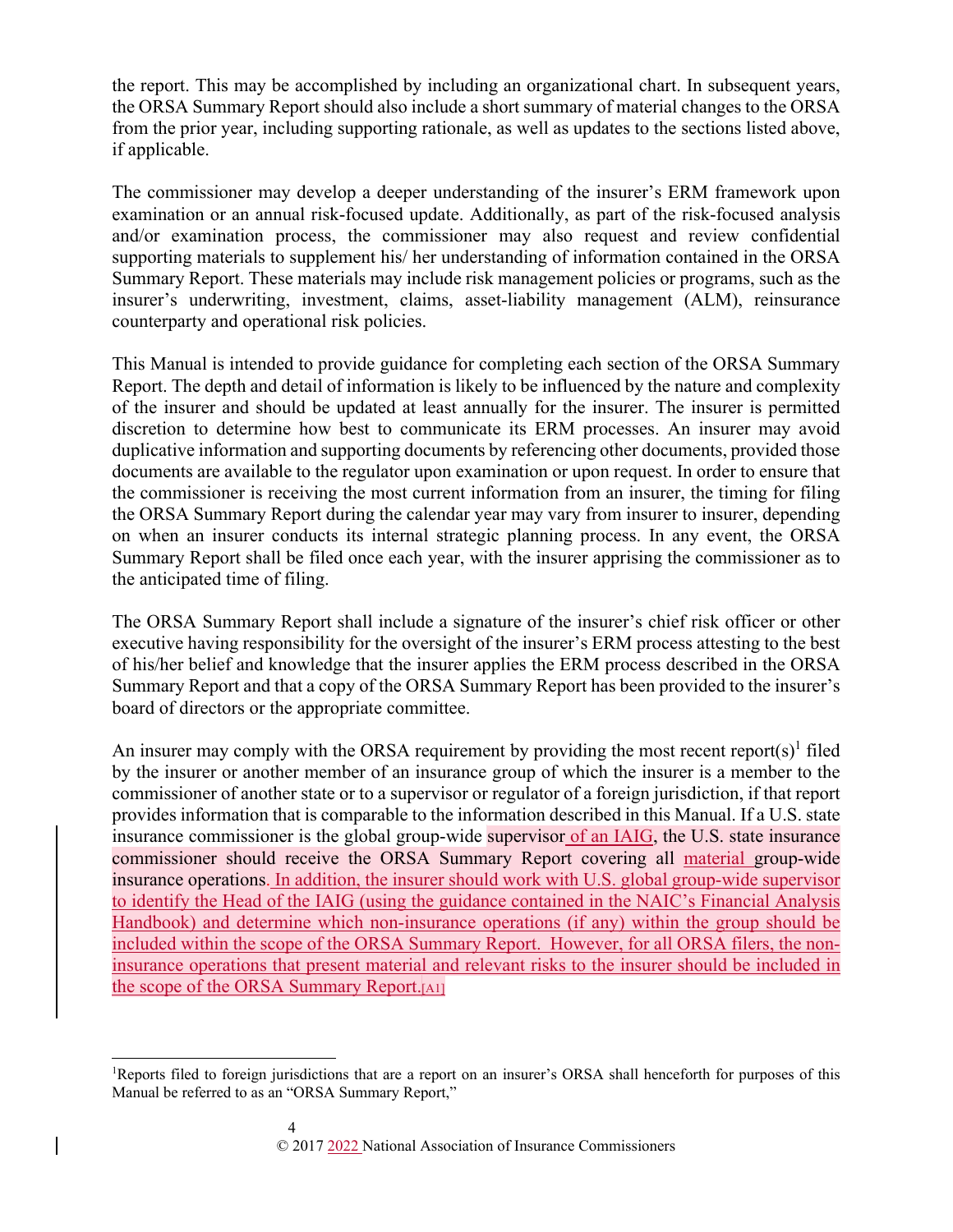the report. This may be accomplished by including an organizational chart. In subsequent years, the ORSA Summary Report should also include a short summary of material changes to the ORSA from the prior year, including supporting rationale, as well as updates to the sections listed above, if applicable.

The commissioner may develop a deeper understanding of the insurer's ERM framework upon examination or an annual risk-focused update. Additionally, as part of the risk-focused analysis and/or examination process, the commissioner may also request and review confidential supporting materials to supplement his/ her understanding of information contained in the ORSA Summary Report. These materials may include risk management policies or programs, such as the insurer's underwriting, investment, claims, asset-liability management (ALM), reinsurance counterparty and operational risk policies.

This Manual is intended to provide guidance for completing each section of the ORSA Summary Report. The depth and detail of information is likely to be influenced by the nature and complexity of the insurer and should be updated at least annually for the insurer. The insurer is permitted discretion to determine how best to communicate its ERM processes. An insurer may avoid duplicative information and supporting documents by referencing other documents, provided those documents are available to the regulator upon examination or upon request. In order to ensure that the commissioner is receiving the most current information from an insurer, the timing for filing the ORSA Summary Report during the calendar year may vary from insurer to insurer, depending on when an insurer conducts its internal strategic planning process. In any event, the ORSA Summary Report shall be filed once each year, with the insurer apprising the commissioner as to the anticipated time of filing.

The ORSA Summary Report shall include a signature of the insurer's chief risk officer or other executive having responsibility for the oversight of the insurer's ERM process attesting to the best of his/her belief and knowledge that the insurer applies the ERM process described in the ORSA Summary Report and that a copy of the ORSA Summary Report has been provided to the insurer's board of directors or the appropriate committee.

An insurer may comply with the ORSA requirement by providing the most recent report(s)[1] filed by the insurer or another member of an insurance group of which the insurer is a member to the commissioner of another state or to a supervisor or regulator of a foreign jurisdiction, if that report provides information that is comparable to the information described in this Manual. If a U.S. state insurance commissioner is the global group-wide supervisor of an IAIG, the U.S. state insurance commissioner should receive the ORSA Summary Report covering all material group-wide insurance operations. In addition, the insurer should work with U.S. global group-wide supervisor to identify the Head of the IAIG (using the guidance contained in the NAIC's Financial Analysis Handbook) and determine which non-insurance operations (if any) within the group should be included within the scope of the ORSA Summary Report. However, for all ORSA filers, the non-insurance operations that present material and relevant risks to the insurer should be included in the scope of the ORSA Summary Report.[A1]

[1]Reports filed to foreign jurisdictions that are a report on an insurer's ORSA shall henceforth for purposes of this Manual be referred to as an "ORSA Summary Report,"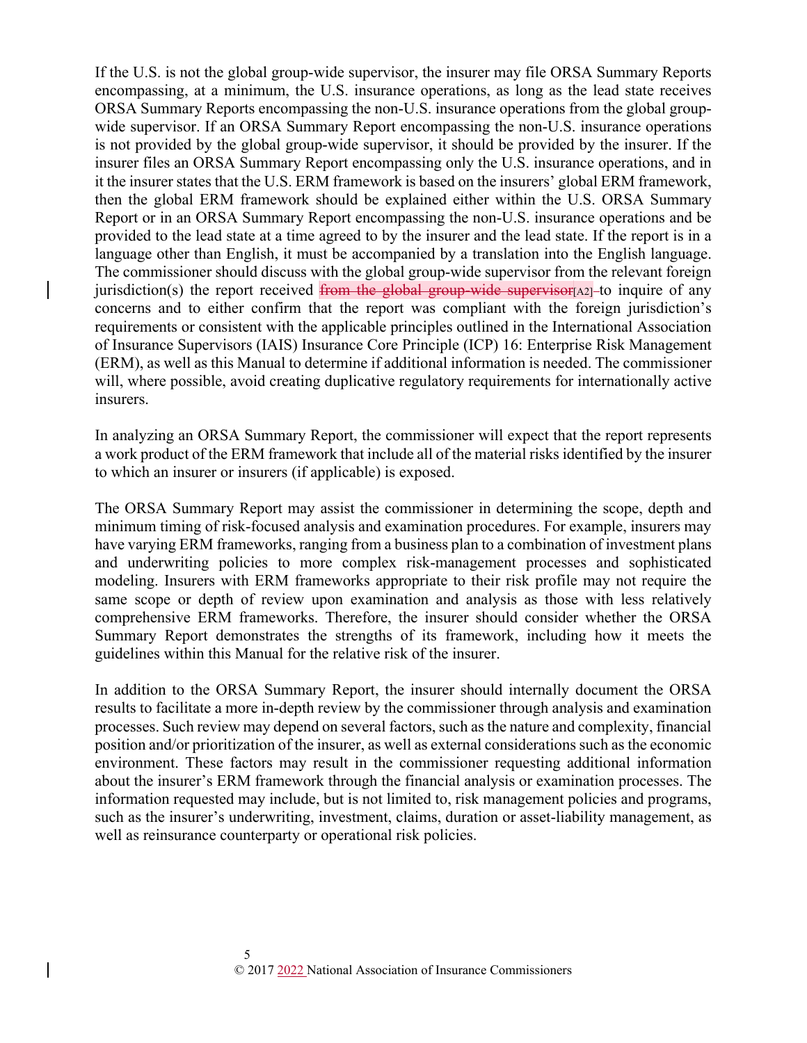If the U.S. is not the global group-wide supervisor, the insurer may file ORSA Summary Reports encompassing, at a minimum, the U.S. insurance operations, as long as the lead state receives ORSA Summary Reports encompassing the non-U.S. insurance operations from the global group-wide supervisor. If an ORSA Summary Report encompassing the non-U.S. insurance operations is not provided by the global group-wide supervisor, it should be provided by the insurer. If the insurer files an ORSA Summary Report encompassing only the U.S. insurance operations, and in it the insurer states that the U.S. ERM framework is based on the insurers' global ERM framework, then the global ERM framework should be explained either within the U.S. ORSA Summary Report or in an ORSA Summary Report encompassing the non-U.S. insurance operations and be provided to the lead state at a time agreed to by the insurer and the lead state. If the report is in a language other than English, it must be accompanied by a translation into the English language. The commissioner should discuss with the global group-wide supervisor from the relevant foreign jurisdiction(s) the report received ~~from the global group-wide supervisor~~[A2] to inquire of any concerns and to either confirm that the report was compliant with the foreign jurisdiction's requirements or consistent with the applicable principles outlined in the International Association of Insurance Supervisors (IAIS) Insurance Core Principle (ICP) 16: Enterprise Risk Management (ERM), as well as this Manual to determine if additional information is needed. The commissioner will, where possible, avoid creating duplicative regulatory requirements for internationally active insurers.

In analyzing an ORSA Summary Report, the commissioner will expect that the report represents a work product of the ERM framework that include all of the material risks identified by the insurer to which an insurer or insurers (if applicable) is exposed.

The ORSA Summary Report may assist the commissioner in determining the scope, depth and minimum timing of risk-focused analysis and examination procedures. For example, insurers may have varying ERM frameworks, ranging from a business plan to a combination of investment plans and underwriting policies to more complex risk-management processes and sophisticated modeling. Insurers with ERM frameworks appropriate to their risk profile may not require the same scope or depth of review upon examination and analysis as those with less relatively comprehensive ERM frameworks. Therefore, the insurer should consider whether the ORSA Summary Report demonstrates the strengths of its framework, including how it meets the guidelines within this Manual for the relative risk of the insurer.

In addition to the ORSA Summary Report, the insurer should internally document the ORSA results to facilitate a more in-depth review by the commissioner through analysis and examination processes. Such review may depend on several factors, such as the nature and complexity, financial position and/or prioritization of the insurer, as well as external considerations such as the economic environment. These factors may result in the commissioner requesting additional information about the insurer's ERM framework through the financial analysis or examination processes. The information requested may include, but is not limited to, risk management policies and programs, such as the insurer's underwriting, investment, claims, duration or asset-liability management, as well as reinsurance counterparty or operational risk policies.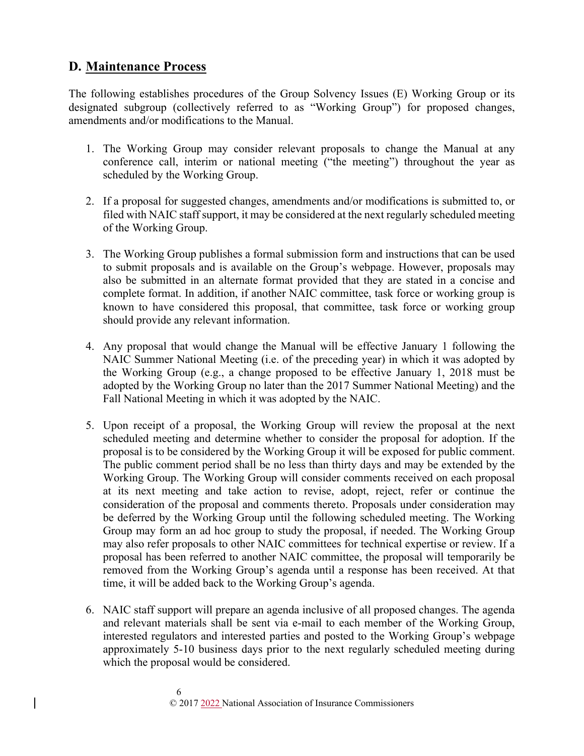## D. Maintenance Process

The following establishes procedures of the Group Solvency Issues (E) Working Group or its designated subgroup (collectively referred to as "Working Group") for proposed changes, amendments and/or modifications to the Manual.

1. The Working Group may consider relevant proposals to change the Manual at any conference call, interim or national meeting ("the meeting") throughout the year as scheduled by the Working Group.

2. If a proposal for suggested changes, amendments and/or modifications is submitted to, or filed with NAIC staff support, it may be considered at the next regularly scheduled meeting of the Working Group.

3. The Working Group publishes a formal submission form and instructions that can be used to submit proposals and is available on the Group's webpage. However, proposals may also be submitted in an alternate format provided that they are stated in a concise and complete format. In addition, if another NAIC committee, task force or working group is known to have considered this proposal, that committee, task force or working group should provide any relevant information.

4. Any proposal that would change the Manual will be effective January 1 following the NAIC Summer National Meeting (i.e. of the preceding year) in which it was adopted by the Working Group (e.g., a change proposed to be effective January 1, 2018 must be adopted by the Working Group no later than the 2017 Summer National Meeting) and the Fall National Meeting in which it was adopted by the NAIC.

5. Upon receipt of a proposal, the Working Group will review the proposal at the next scheduled meeting and determine whether to consider the proposal for adoption. If the proposal is to be considered by the Working Group it will be exposed for public comment. The public comment period shall be no less than thirty days and may be extended by the Working Group. The Working Group will consider comments received on each proposal at its next meeting and take action to revise, adopt, reject, refer or continue the consideration of the proposal and comments thereto. Proposals under consideration may be deferred by the Working Group until the following scheduled meeting. The Working Group may form an ad hoc group to study the proposal, if needed. The Working Group may also refer proposals to other NAIC committees for technical expertise or review. If a proposal has been referred to another NAIC committee, the proposal will temporarily be removed from the Working Group's agenda until a response has been received. At that time, it will be added back to the Working Group's agenda.

6. NAIC staff support will prepare an agenda inclusive of all proposed changes. The agenda and relevant materials shall be sent via e-mail to each member of the Working Group, interested regulators and interested parties and posted to the Working Group's webpage approximately 5-10 business days prior to the next regularly scheduled meeting during which the proposal would be considered.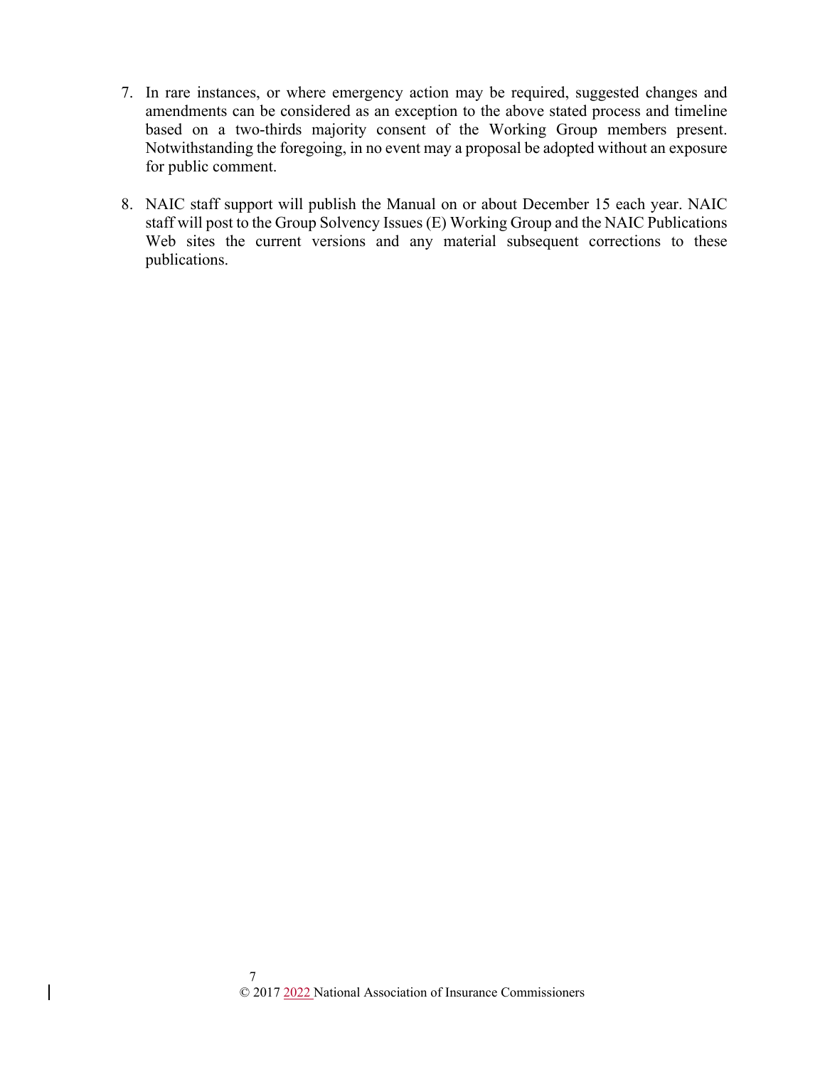7. In rare instances, or where emergency action may be required, suggested changes and amendments can be considered as an exception to the above stated process and timeline based on a two-thirds majority consent of the Working Group members present. Notwithstanding the foregoing, in no event may a proposal be adopted without an exposure for public comment.

8. NAIC staff support will publish the Manual on or about December 15 each year. NAIC staff will post to the Group Solvency Issues (E) Working Group and the NAIC Publications Web sites the current versions and any material subsequent corrections to these publications.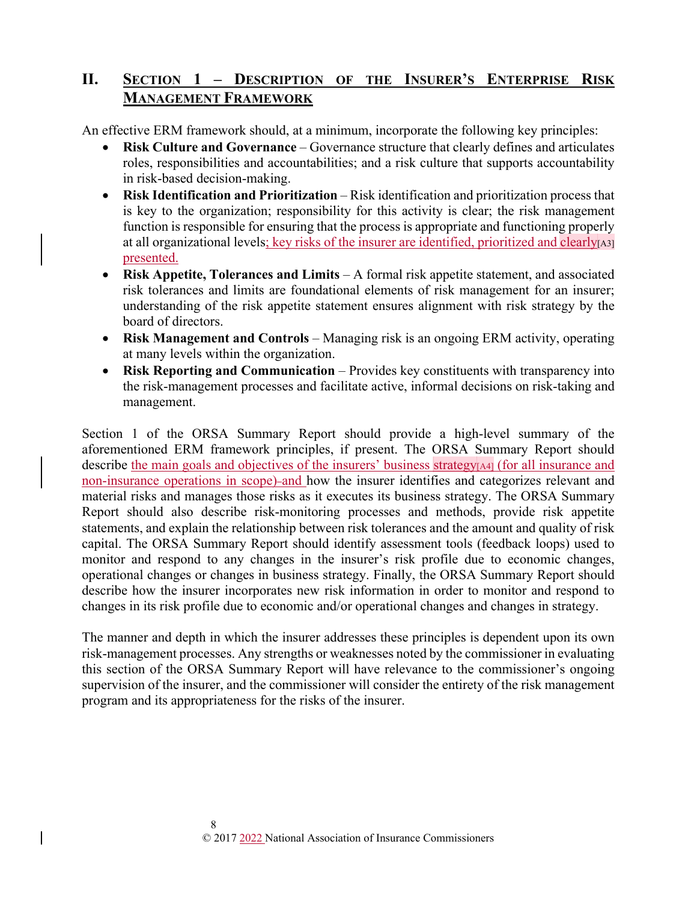## II. Section 1 – Description of the Insurer's Enterprise Risk Management Framework

An effective ERM framework should, at a minimum, incorporate the following key principles:

- **Risk Culture and Governance** – Governance structure that clearly defines and articulates roles, responsibilities and accountabilities; and a risk culture that supports accountability in risk-based decision-making.
- **Risk Identification and Prioritization** – Risk identification and prioritization process that is key to the organization; responsibility for this activity is clear; the risk management function is responsible for ensuring that the process is appropriate and functioning properly at all organizational levels; key risks of the insurer are identified, prioritized and clearly[A3] presented.
- **Risk Appetite, Tolerances and Limits** – A formal risk appetite statement, and associated risk tolerances and limits are foundational elements of risk management for an insurer; understanding of the risk appetite statement ensures alignment with risk strategy by the board of directors.
- **Risk Management and Controls** – Managing risk is an ongoing ERM activity, operating at many levels within the organization.
- **Risk Reporting and Communication** – Provides key constituents with transparency into the risk-management processes and facilitate active, informal decisions on risk-taking and management.

Section 1 of the ORSA Summary Report should provide a high-level summary of the aforementioned ERM framework principles, if present. The ORSA Summary Report should describe the main goals and objectives of the insurers' business strategy[A4] (for all insurance and non-insurance operations in scope) and how the insurer identifies and categorizes relevant and material risks and manages those risks as it executes its business strategy. The ORSA Summary Report should also describe risk-monitoring processes and methods, provide risk appetite statements, and explain the relationship between risk tolerances and the amount and quality of risk capital. The ORSA Summary Report should identify assessment tools (feedback loops) used to monitor and respond to any changes in the insurer's risk profile due to economic changes, operational changes or changes in business strategy. Finally, the ORSA Summary Report should describe how the insurer incorporates new risk information in order to monitor and respond to changes in its risk profile due to economic and/or operational changes and changes in strategy.

The manner and depth in which the insurer addresses these principles is dependent upon its own risk-management processes. Any strengths or weaknesses noted by the commissioner in evaluating this section of the ORSA Summary Report will have relevance to the commissioner's ongoing supervision of the insurer, and the commissioner will consider the entirety of the risk management program and its appropriateness for the risks of the insurer.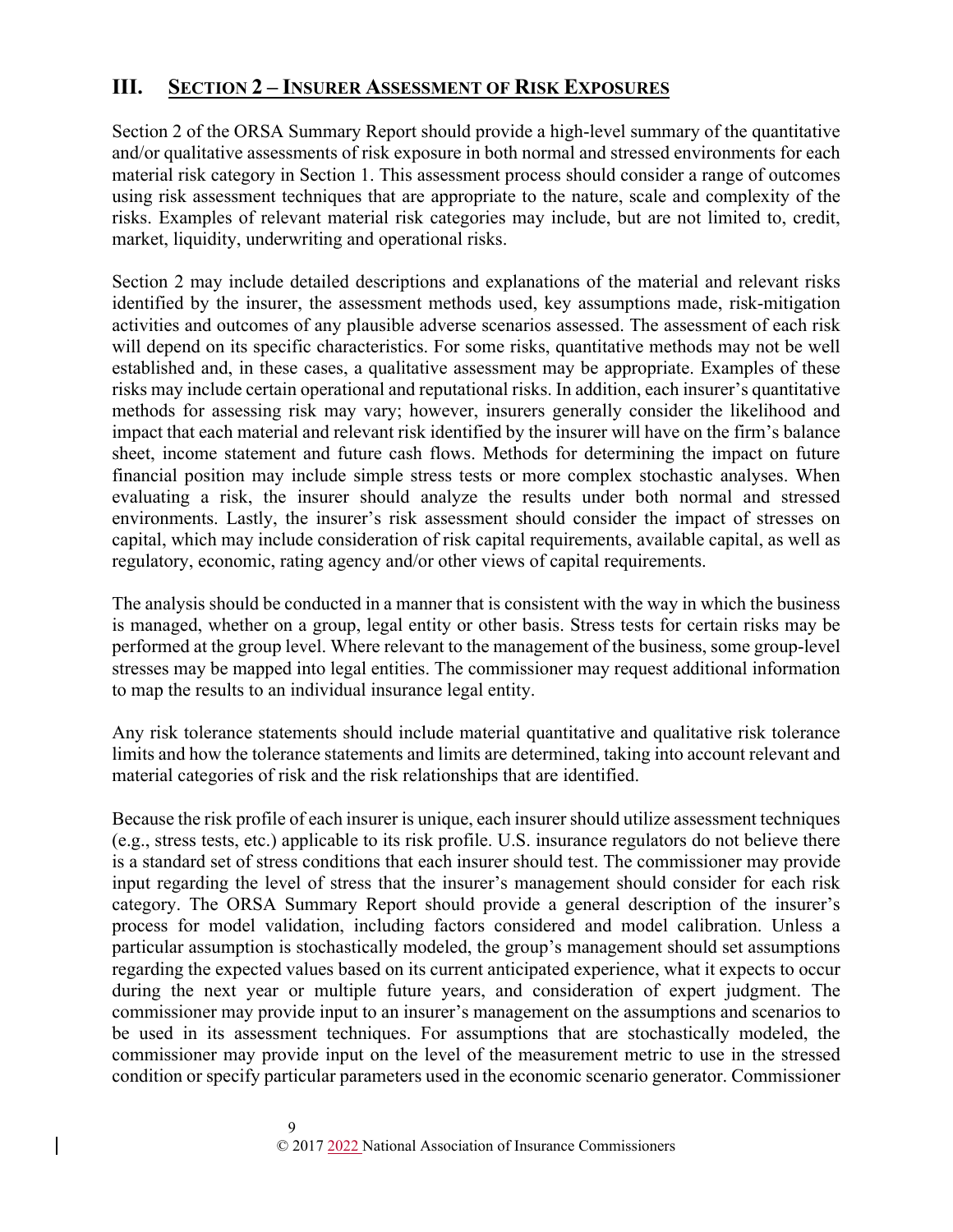## III. Section 2 – Insurer Assessment of Risk Exposures

Section 2 of the ORSA Summary Report should provide a high-level summary of the quantitative and/or qualitative assessments of risk exposure in both normal and stressed environments for each material risk category in Section 1. This assessment process should consider a range of outcomes using risk assessment techniques that are appropriate to the nature, scale and complexity of the risks. Examples of relevant material risk categories may include, but are not limited to, credit, market, liquidity, underwriting and operational risks.

Section 2 may include detailed descriptions and explanations of the material and relevant risks identified by the insurer, the assessment methods used, key assumptions made, risk-mitigation activities and outcomes of any plausible adverse scenarios assessed. The assessment of each risk will depend on its specific characteristics. For some risks, quantitative methods may not be well established and, in these cases, a qualitative assessment may be appropriate. Examples of these risks may include certain operational and reputational risks. In addition, each insurer's quantitative methods for assessing risk may vary; however, insurers generally consider the likelihood and impact that each material and relevant risk identified by the insurer will have on the firm's balance sheet, income statement and future cash flows. Methods for determining the impact on future financial position may include simple stress tests or more complex stochastic analyses. When evaluating a risk, the insurer should analyze the results under both normal and stressed environments. Lastly, the insurer's risk assessment should consider the impact of stresses on capital, which may include consideration of risk capital requirements, available capital, as well as regulatory, economic, rating agency and/or other views of capital requirements.

The analysis should be conducted in a manner that is consistent with the way in which the business is managed, whether on a group, legal entity or other basis. Stress tests for certain risks may be performed at the group level. Where relevant to the management of the business, some group-level stresses may be mapped into legal entities. The commissioner may request additional information to map the results to an individual insurance legal entity.

Any risk tolerance statements should include material quantitative and qualitative risk tolerance limits and how the tolerance statements and limits are determined, taking into account relevant and material categories of risk and the risk relationships that are identified.

Because the risk profile of each insurer is unique, each insurer should utilize assessment techniques (e.g., stress tests, etc.) applicable to its risk profile. U.S. insurance regulators do not believe there is a standard set of stress conditions that each insurer should test. The commissioner may provide input regarding the level of stress that the insurer's management should consider for each risk category. The ORSA Summary Report should provide a general description of the insurer's process for model validation, including factors considered and model calibration. Unless a particular assumption is stochastically modeled, the group's management should set assumptions regarding the expected values based on its current anticipated experience, what it expects to occur during the next year or multiple future years, and consideration of expert judgment. The commissioner may provide input to an insurer's management on the assumptions and scenarios to be used in its assessment techniques. For assumptions that are stochastically modeled, the commissioner may provide input on the level of the measurement metric to use in the stressed condition or specify particular parameters used in the economic scenario generator. Commissioner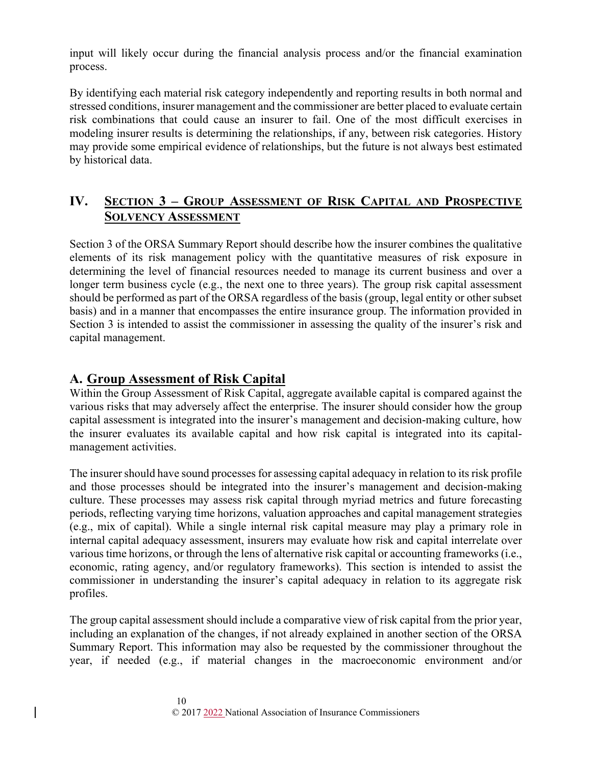input will likely occur during the financial analysis process and/or the financial examination process.

By identifying each material risk category independently and reporting results in both normal and stressed conditions, insurer management and the commissioner are better placed to evaluate certain risk combinations that could cause an insurer to fail. One of the most difficult exercises in modeling insurer results is determining the relationships, if any, between risk categories. History may provide some empirical evidence of relationships, but the future is not always best estimated by historical data.

## IV. Section 3 – Group Assessment of Risk Capital and Prospective Solvency Assessment

Section 3 of the ORSA Summary Report should describe how the insurer combines the qualitative elements of its risk management policy with the quantitative measures of risk exposure in determining the level of financial resources needed to manage its current business and over a longer term business cycle (e.g., the next one to three years). The group risk capital assessment should be performed as part of the ORSA regardless of the basis (group, legal entity or other subset basis) and in a manner that encompasses the entire insurance group. The information provided in Section 3 is intended to assist the commissioner in assessing the quality of the insurer's risk and capital management.

### A. Group Assessment of Risk Capital

Within the Group Assessment of Risk Capital, aggregate available capital is compared against the various risks that may adversely affect the enterprise. The insurer should consider how the group capital assessment is integrated into the insurer's management and decision-making culture, how the insurer evaluates its available capital and how risk capital is integrated into its capital-management activities.

The insurer should have sound processes for assessing capital adequacy in relation to its risk profile and those processes should be integrated into the insurer's management and decision-making culture. These processes may assess risk capital through myriad metrics and future forecasting periods, reflecting varying time horizons, valuation approaches and capital management strategies (e.g., mix of capital). While a single internal risk capital measure may play a primary role in internal capital adequacy assessment, insurers may evaluate how risk and capital interrelate over various time horizons, or through the lens of alternative risk capital or accounting frameworks (i.e., economic, rating agency, and/or regulatory frameworks). This section is intended to assist the commissioner in understanding the insurer's capital adequacy in relation to its aggregate risk profiles.

The group capital assessment should include a comparative view of risk capital from the prior year, including an explanation of the changes, if not already explained in another section of the ORSA Summary Report. This information may also be requested by the commissioner throughout the year, if needed (e.g., if material changes in the macroeconomic environment and/or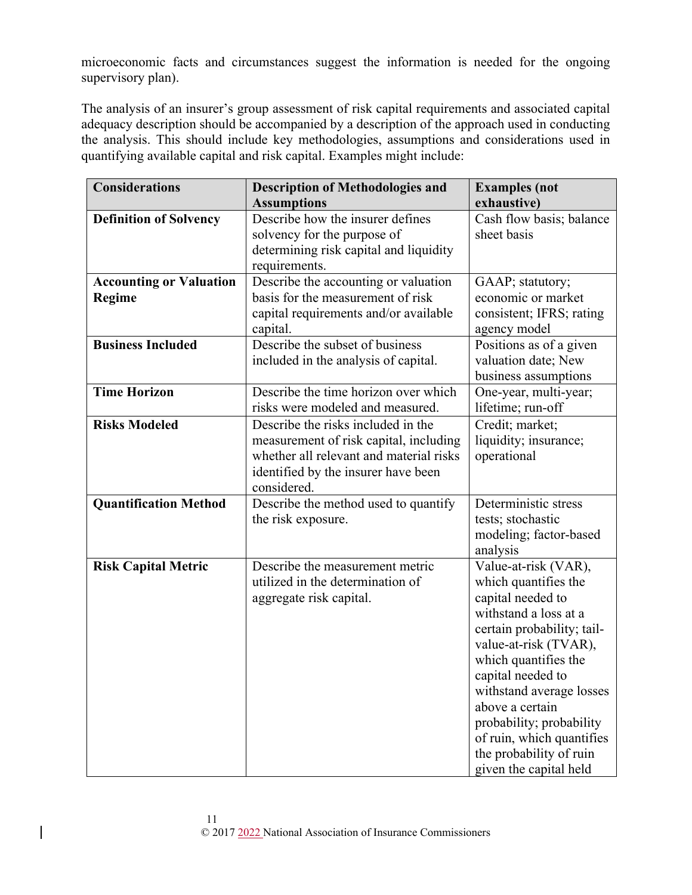microeconomic facts and circumstances suggest the information is needed for the ongoing supervisory plan).

The analysis of an insurer's group assessment of risk capital requirements and associated capital adequacy description should be accompanied by a description of the approach used in conducting the analysis. This should include key methodologies, assumptions and considerations used in quantifying available capital and risk capital. Examples might include:

| Considerations | Description of Methodologies and Assumptions | Examples (not exhaustive) |
|---|---|---|
| **Definition of Solvency** | Describe how the insurer defines solvency for the purpose of determining risk capital and liquidity requirements. | Cash flow basis; balance sheet basis |
| **Accounting or Valuation Regime** | Describe the accounting or valuation basis for the measurement of risk capital requirements and/or available capital. | GAAP; statutory; economic or market consistent; IFRS; rating agency model |
| **Business Included** | Describe the subset of business included in the analysis of capital. | Positions as of a given valuation date; New business assumptions |
| **Time Horizon** | Describe the time horizon over which risks were modeled and measured. | One-year, multi-year; lifetime; run-off |
| **Risks Modeled** | Describe the risks included in the measurement of risk capital, including whether all relevant and material risks identified by the insurer have been considered. | Credit; market; liquidity; insurance; operational |
| **Quantification Method** | Describe the method used to quantify the risk exposure. | Deterministic stress tests; stochastic modeling; factor-based analysis |
| **Risk Capital Metric** | Describe the measurement metric utilized in the determination of aggregate risk capital. | Value-at-risk (VAR), which quantifies the capital needed to withstand a loss at a certain probability; tail-value-at-risk (TVAR), which quantifies the capital needed to withstand average losses above a certain probability; probability of ruin, which quantifies the probability of ruin given the capital held |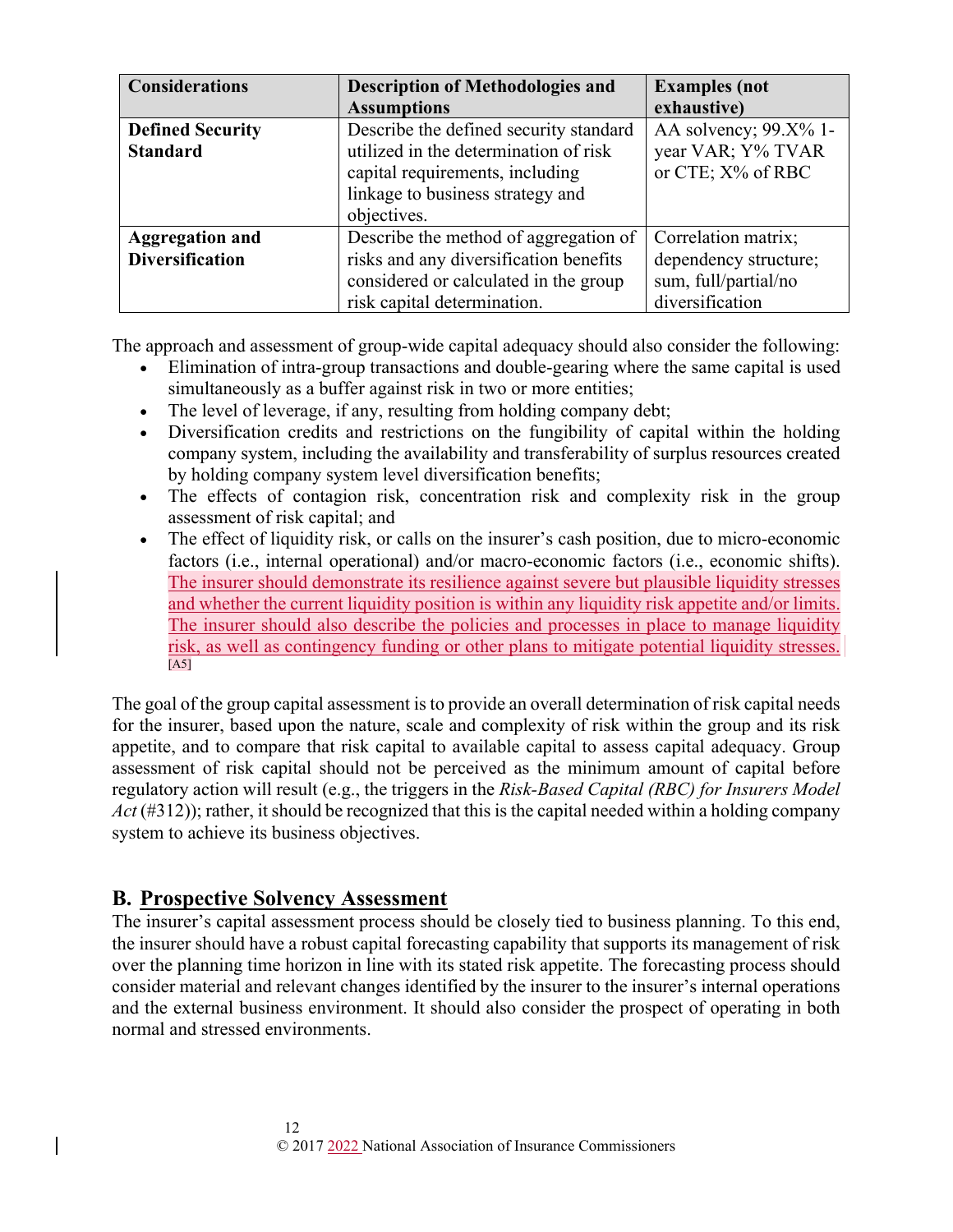| Considerations | Description of Methodologies and Assumptions | Examples (not exhaustive) |
|---|---|---|
| **Defined Security Standard** | Describe the defined security standard utilized in the determination of risk capital requirements, including linkage to business strategy and objectives. | AA solvency; 99.X% 1-year VAR; Y% TVAR or CTE; X% of RBC |
| **Aggregation and Diversification** | Describe the method of aggregation of risks and any diversification benefits considered or calculated in the group risk capital determination. | Correlation matrix; dependency structure; sum, full/partial/no diversification |

The approach and assessment of group-wide capital adequacy should also consider the following:

- Elimination of intra-group transactions and double-gearing where the same capital is used simultaneously as a buffer against risk in two or more entities;
- The level of leverage, if any, resulting from holding company debt;
- Diversification credits and restrictions on the fungibility of capital within the holding company system, including the availability and transferability of surplus resources created by holding company system level diversification benefits;
- The effects of contagion risk, concentration risk and complexity risk in the group assessment of risk capital; and
- The effect of liquidity risk, or calls on the insurer's cash position, due to micro-economic factors (i.e., internal operational) and/or macro-economic factors (i.e., economic shifts). The insurer should demonstrate its resilience against severe but plausible liquidity stresses and whether the current liquidity position is within any liquidity risk appetite and/or limits. The insurer should also describe the policies and processes in place to manage liquidity risk, as well as contingency funding or other plans to mitigate potential liquidity stresses. [A5]

The goal of the group capital assessment is to provide an overall determination of risk capital needs for the insurer, based upon the nature, scale and complexity of risk within the group and its risk appetite, and to compare that risk capital to available capital to assess capital adequacy. Group assessment of risk capital should not be perceived as the minimum amount of capital before regulatory action will result (e.g., the triggers in the *Risk-Based Capital (RBC) for Insurers Model Act* (#312)); rather, it should be recognized that this is the capital needed within a holding company system to achieve its business objectives.

## B. Prospective Solvency Assessment

The insurer's capital assessment process should be closely tied to business planning. To this end, the insurer should have a robust capital forecasting capability that supports its management of risk over the planning time horizon in line with its stated risk appetite. The forecasting process should consider material and relevant changes identified by the insurer to the insurer's internal operations and the external business environment. It should also consider the prospect of operating in both normal and stressed environments.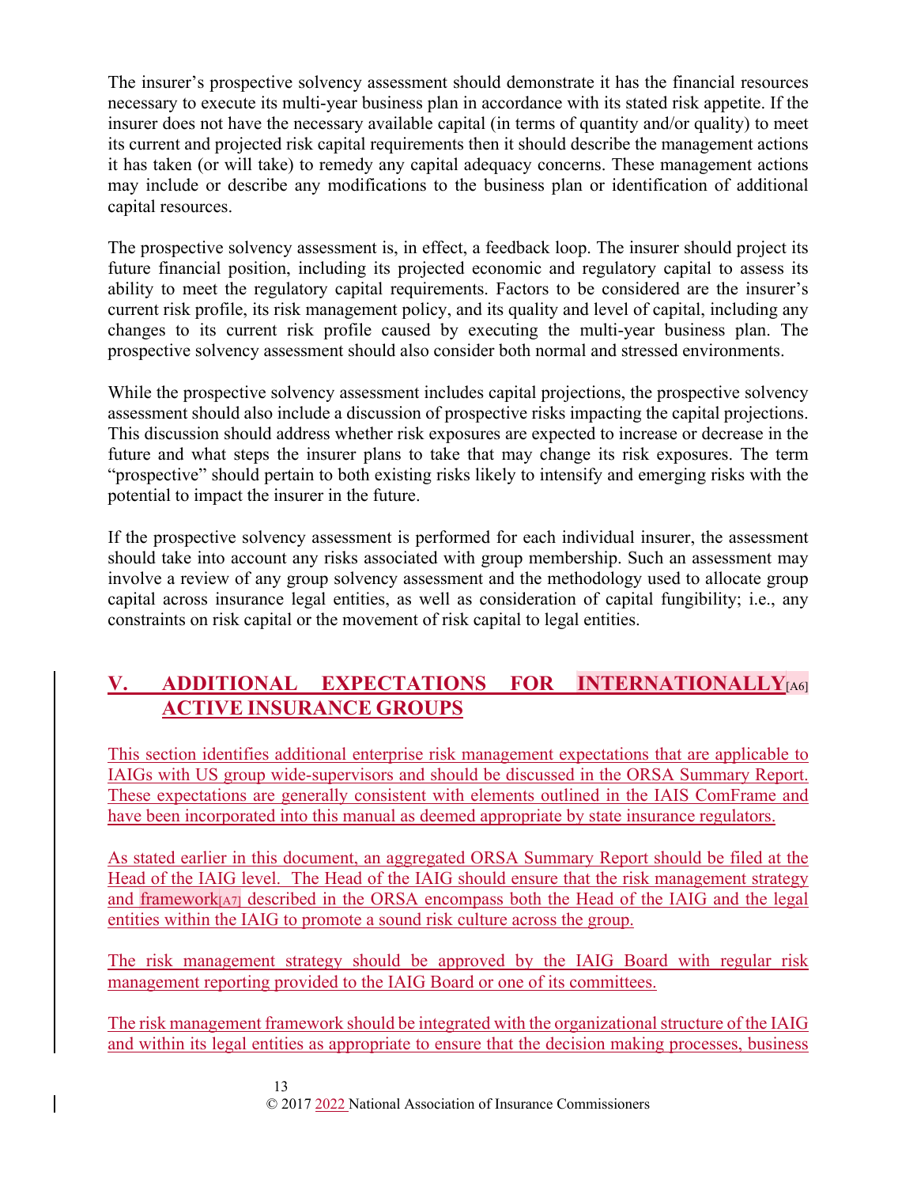The insurer's prospective solvency assessment should demonstrate it has the financial resources necessary to execute its multi-year business plan in accordance with its stated risk appetite. If the insurer does not have the necessary available capital (in terms of quantity and/or quality) to meet its current and projected risk capital requirements then it should describe the management actions it has taken (or will take) to remedy any capital adequacy concerns. These management actions may include or describe any modifications to the business plan or identification of additional capital resources.

The prospective solvency assessment is, in effect, a feedback loop. The insurer should project its future financial position, including its projected economic and regulatory capital to assess its ability to meet the regulatory capital requirements. Factors to be considered are the insurer's current risk profile, its risk management policy, and its quality and level of capital, including any changes to its current risk profile caused by executing the multi-year business plan. The prospective solvency assessment should also consider both normal and stressed environments.

While the prospective solvency assessment includes capital projections, the prospective solvency assessment should also include a discussion of prospective risks impacting the capital projections. This discussion should address whether risk exposures are expected to increase or decrease in the future and what steps the insurer plans to take that may change its risk exposures. The term "prospective" should pertain to both existing risks likely to intensify and emerging risks with the potential to impact the insurer in the future.

If the prospective solvency assessment is performed for each individual insurer, the assessment should take into account any risks associated with group membership. Such an assessment may involve a review of any group solvency assessment and the methodology used to allocate group capital across insurance legal entities, as well as consideration of capital fungibility; i.e., any constraints on risk capital or the movement of risk capital to legal entities.

## V. ADDITIONAL EXPECTATIONS FOR INTERNATIONALLY[A6] ACTIVE INSURANCE GROUPS

This section identifies additional enterprise risk management expectations that are applicable to IAIGs with US group wide-supervisors and should be discussed in the ORSA Summary Report. These expectations are generally consistent with elements outlined in the IAIS ComFrame and have been incorporated into this manual as deemed appropriate by state insurance regulators.

As stated earlier in this document, an aggregated ORSA Summary Report should be filed at the Head of the IAIG level. The Head of the IAIG should ensure that the risk management strategy and framework[A7] described in the ORSA encompass both the Head of the IAIG and the legal entities within the IAIG to promote a sound risk culture across the group.

The risk management strategy should be approved by the IAIG Board with regular risk management reporting provided to the IAIG Board or one of its committees.

The risk management framework should be integrated with the organizational structure of the IAIG and within its legal entities as appropriate to ensure that the decision making processes, business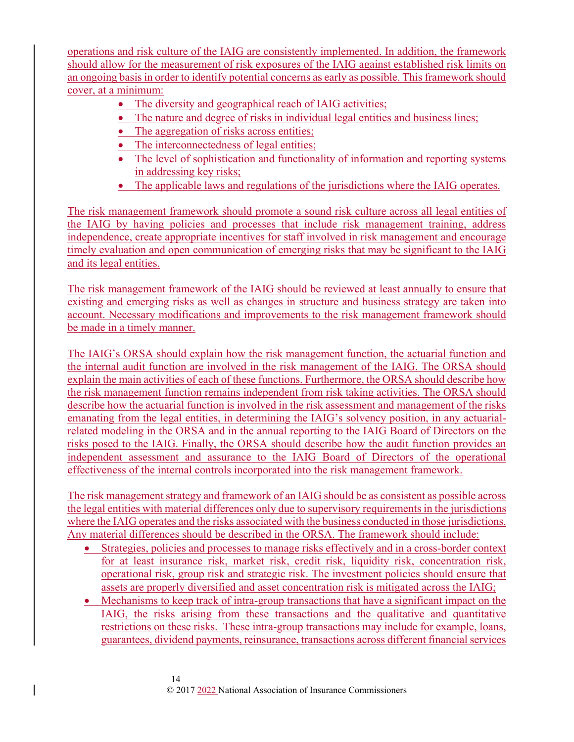operations and risk culture of the IAIG are consistently implemented. In addition, the framework should allow for the measurement of risk exposures of the IAIG against established risk limits on an ongoing basis in order to identify potential concerns as early as possible. This framework should cover, at a minimum:

- The diversity and geographical reach of IAIG activities;
- The nature and degree of risks in individual legal entities and business lines;
- The aggregation of risks across entities;
- The interconnectedness of legal entities;
- The level of sophistication and functionality of information and reporting systems in addressing key risks;
- The applicable laws and regulations of the jurisdictions where the IAIG operates.

The risk management framework should promote a sound risk culture across all legal entities of the IAIG by having policies and processes that include risk management training, address independence, create appropriate incentives for staff involved in risk management and encourage timely evaluation and open communication of emerging risks that may be significant to the IAIG and its legal entities.

The risk management framework of the IAIG should be reviewed at least annually to ensure that existing and emerging risks as well as changes in structure and business strategy are taken into account. Necessary modifications and improvements to the risk management framework should be made in a timely manner.

The IAIG's ORSA should explain how the risk management function, the actuarial function and the internal audit function are involved in the risk management of the IAIG. The ORSA should explain the main activities of each of these functions. Furthermore, the ORSA should describe how the risk management function remains independent from risk taking activities. The ORSA should describe how the actuarial function is involved in the risk assessment and management of the risks emanating from the legal entities, in determining the IAIG's solvency position, in any actuarial-related modeling in the ORSA and in the annual reporting to the IAIG Board of Directors on the risks posed to the IAIG. Finally, the ORSA should describe how the audit function provides an independent assessment and assurance to the IAIG Board of Directors of the operational effectiveness of the internal controls incorporated into the risk management framework.

The risk management strategy and framework of an IAIG should be as consistent as possible across the legal entities with material differences only due to supervisory requirements in the jurisdictions where the IAIG operates and the risks associated with the business conducted in those jurisdictions. Any material differences should be described in the ORSA. The framework should include:

- Strategies, policies and processes to manage risks effectively and in a cross-border context for at least insurance risk, market risk, credit risk, liquidity risk, concentration risk, operational risk, group risk and strategic risk. The investment policies should ensure that assets are properly diversified and asset concentration risk is mitigated across the IAIG;
- Mechanisms to keep track of intra-group transactions that have a significant impact on the IAIG, the risks arising from these transactions and the qualitative and quantitative restrictions on these risks. These intra-group transactions may include for example, loans, guarantees, dividend payments, reinsurance, transactions across different financial services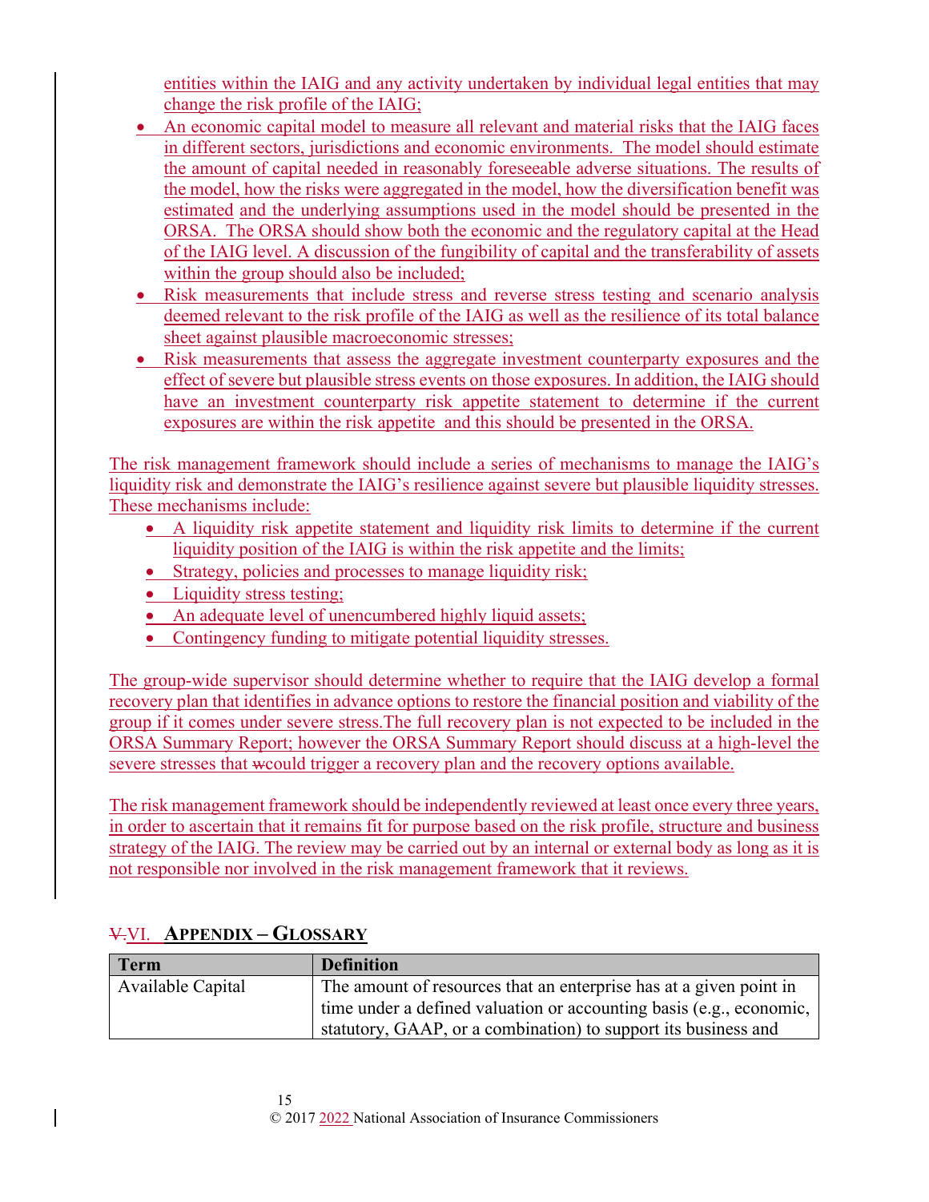entities within the IAIG and any activity undertaken by individual legal entities that may change the risk profile of the IAIG;

- An economic capital model to measure all relevant and material risks that the IAIG faces in different sectors, jurisdictions and economic environments. The model should estimate the amount of capital needed in reasonably foreseeable adverse situations. The results of the model, how the risks were aggregated in the model, how the diversification benefit was estimated and the underlying assumptions used in the model should be presented in the ORSA. The ORSA should show both the economic and the regulatory capital at the Head of the IAIG level. A discussion of the fungibility of capital and the transferability of assets within the group should also be included;
- Risk measurements that include stress and reverse stress testing and scenario analysis deemed relevant to the risk profile of the IAIG as well as the resilience of its total balance sheet against plausible macroeconomic stresses;
- Risk measurements that assess the aggregate investment counterparty exposures and the effect of severe but plausible stress events on those exposures. In addition, the IAIG should have an investment counterparty risk appetite statement to determine if the current exposures are within the risk appetite and this should be presented in the ORSA.

The risk management framework should include a series of mechanisms to manage the IAIG's liquidity risk and demonstrate the IAIG's resilience against severe but plausible liquidity stresses. These mechanisms include:

- A liquidity risk appetite statement and liquidity risk limits to determine if the current liquidity position of the IAIG is within the risk appetite and the limits;
- Strategy, policies and processes to manage liquidity risk;
- Liquidity stress testing;
- An adequate level of unencumbered highly liquid assets;
- Contingency funding to mitigate potential liquidity stresses.

The group-wide supervisor should determine whether to require that the IAIG develop a formal recovery plan that identifies in advance options to restore the financial position and viability of the group if it comes under severe stress.The full recovery plan is not expected to be included in the ORSA Summary Report; however the ORSA Summary Report should discuss at a high-level the severe stresses that ~~w~~could trigger a recovery plan and the recovery options available.

The risk management framework should be independently reviewed at least once every three years, in order to ascertain that it remains fit for purpose based on the risk profile, structure and business strategy of the IAIG. The review may be carried out by an internal or external body as long as it is not responsible nor involved in the risk management framework that it reviews.

## ~~V.~~VI. APPENDIX – GLOSSARY

| Term | Definition |
|---|---|
| Available Capital | The amount of resources that an enterprise has at a given point in time under a defined valuation or accounting basis (e.g., economic, statutory, GAAP, or a combination) to support its business and |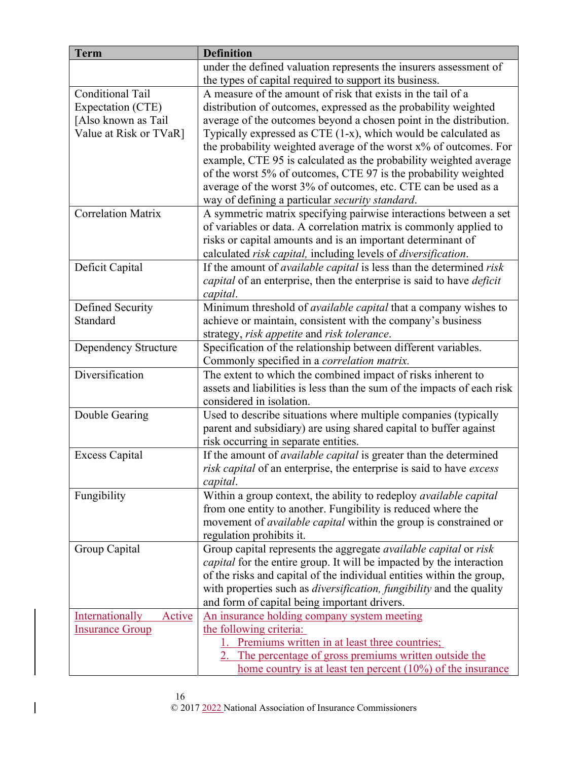| Term | Definition |
|---|---|
| | under the defined valuation represents the insurers assessment of the types of capital required to support its business. |
| Conditional Tail Expectation (CTE) [Also known as Tail Value at Risk or TVaR] | A measure of the amount of risk that exists in the tail of a distribution of outcomes, expressed as the probability weighted average of the outcomes beyond a chosen point in the distribution. Typically expressed as CTE (1-x), which would be calculated as the probability weighted average of the worst x% of outcomes. For example, CTE 95 is calculated as the probability weighted average of the worst 5% of outcomes, CTE 97 is the probability weighted average of the worst 3% of outcomes, etc. CTE can be used as a way of defining a particular *security standard*. |
| Correlation Matrix | A symmetric matrix specifying pairwise interactions between a set of variables or data. A correlation matrix is commonly applied to risks or capital amounts and is an important determinant of calculated *risk capital,* including levels of *diversification*. |
| Deficit Capital | If the amount of *available capital* is less than the determined *risk capital* of an enterprise, then the enterprise is said to have *deficit capital*. |
| Defined Security Standard | Minimum threshold of *available capital* that a company wishes to achieve or maintain, consistent with the company's business strategy, *risk appetite* and *risk tolerance*. |
| Dependency Structure | Specification of the relationship between different variables. Commonly specified in a *correlation matrix.* |
| Diversification | The extent to which the combined impact of risks inherent to assets and liabilities is less than the sum of the impacts of each risk considered in isolation. |
| Double Gearing | Used to describe situations where multiple companies (typically parent and subsidiary) are using shared capital to buffer against risk occurring in separate entities. |
| Excess Capital | If the amount of *available capital* is greater than the determined *risk capital* of an enterprise, the enterprise is said to have *excess capital*. |
| Fungibility | Within a group context, the ability to redeploy *available capital* from one entity to another. Fungibility is reduced where the movement of *available capital* within the group is constrained or regulation prohibits it. |
| Group Capital | Group capital represents the aggregate *available capital* or *risk capital* for the entire group. It will be impacted by the interaction of the risks and capital of the individual entities within the group, with properties such as *diversification, fungibility* and the quality and form of capital being important drivers. |
| Internationally Active Insurance Group | An insurance holding company system meeting the following criteria: 1. Premiums written in at least three countries; 2. The percentage of gross premiums written outside the home country is at least ten percent (10%) of the insurance |

© 2017 2022 National Association of Insurance Commissioners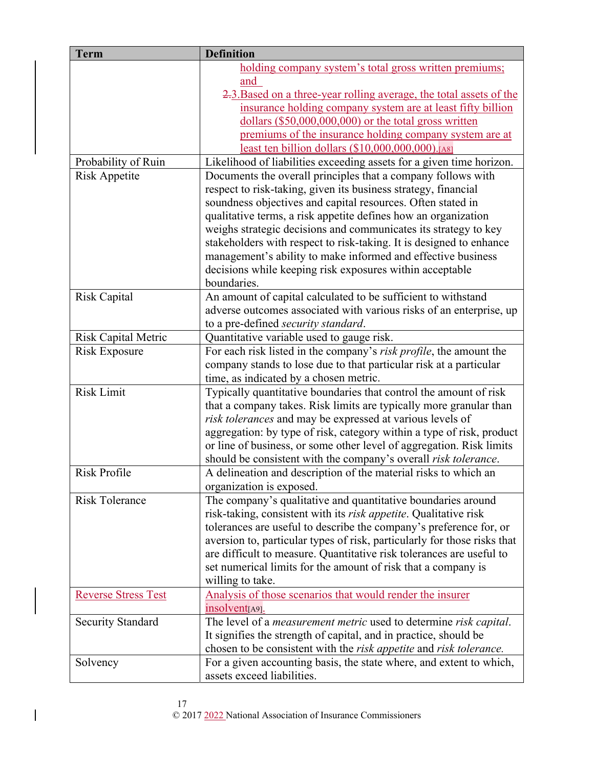| Term | Definition |
|---|---|
| | holding company system's total gross written premiums; and<br>~~2.~~3. Based on a three-year rolling average, the total assets of the insurance holding company system are at least fifty billion dollars ($50,000,000,000) or the total gross written premiums of the insurance holding company system are at least ten billion dollars ($10,000,000,000).[A8] |
| Probability of Ruin | Likelihood of liabilities exceeding assets for a given time horizon. |
| Risk Appetite | Documents the overall principles that a company follows with respect to risk-taking, given its business strategy, financial soundness objectives and capital resources. Often stated in qualitative terms, a risk appetite defines how an organization weighs strategic decisions and communicates its strategy to key stakeholders with respect to risk-taking. It is designed to enhance management's ability to make informed and effective business decisions while keeping risk exposures within acceptable boundaries. |
| Risk Capital | An amount of capital calculated to be sufficient to withstand adverse outcomes associated with various risks of an enterprise, up to a pre-defined *security standard*. |
| Risk Capital Metric | Quantitative variable used to gauge risk. |
| Risk Exposure | For each risk listed in the company's *risk profile*, the amount the company stands to lose due to that particular risk at a particular time, as indicated by a chosen metric. |
| Risk Limit | Typically quantitative boundaries that control the amount of risk that a company takes. Risk limits are typically more granular than *risk tolerances* and may be expressed at various levels of aggregation: by type of risk, category within a type of risk, product or line of business, or some other level of aggregation. Risk limits should be consistent with the company's overall *risk tolerance*. |
| Risk Profile | A delineation and description of the material risks to which an organization is exposed. |
| Risk Tolerance | The company's qualitative and quantitative boundaries around risk-taking, consistent with its *risk appetite*. Qualitative risk tolerances are useful to describe the company's preference for, or aversion to, particular types of risk, particularly for those risks that are difficult to measure. Quantitative risk tolerances are useful to set numerical limits for the amount of risk that a company is willing to take. |
| Reverse Stress Test | Analysis of those scenarios that would render the insurer insolvent[A9]. |
| Security Standard | The level of a *measurement metric* used to determine *risk capital*. It signifies the strength of capital, and in practice, should be chosen to be consistent with the *risk appetite* and *risk tolerance.* |
| Solvency | For a given accounting basis, the state where, and extent to which, assets exceed liabilities. |

© 2017 2022 National Association of Insurance Commissioners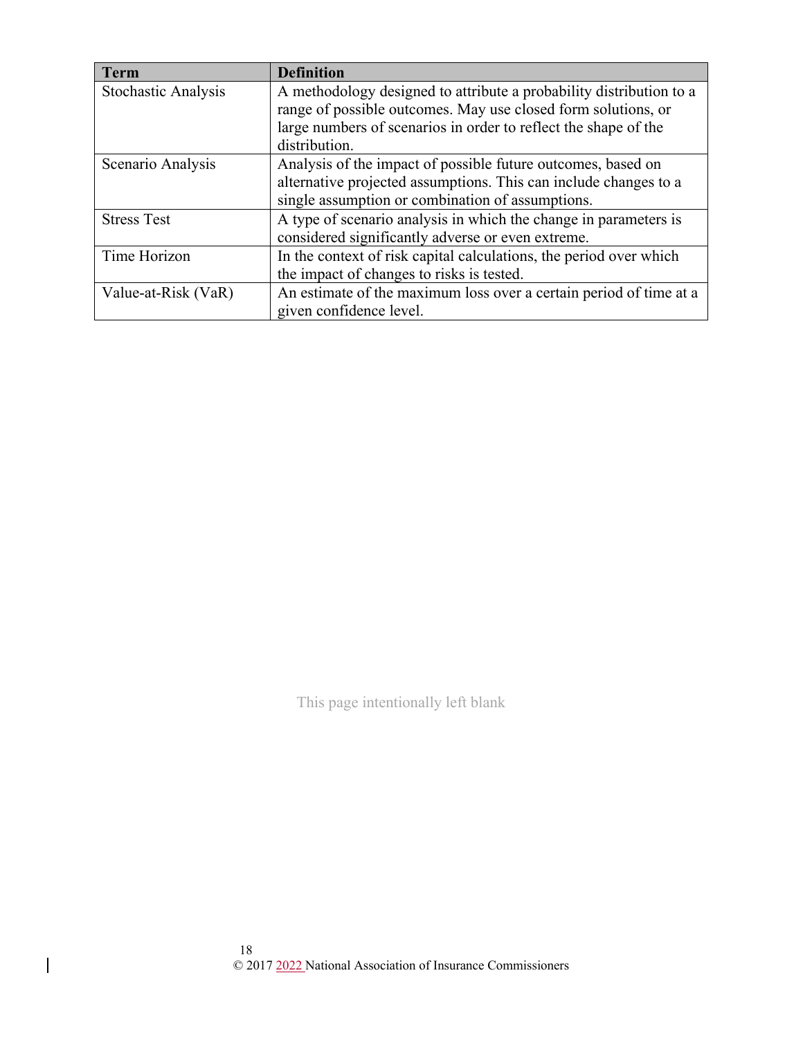| Term | Definition |
|---|---|
| Stochastic Analysis | A methodology designed to attribute a probability distribution to a range of possible outcomes. May use closed form solutions, or large numbers of scenarios in order to reflect the shape of the distribution. |
| Scenario Analysis | Analysis of the impact of possible future outcomes, based on alternative projected assumptions. This can include changes to a single assumption or combination of assumptions. |
| Stress Test | A type of scenario analysis in which the change in parameters is considered significantly adverse or even extreme. |
| Time Horizon | In the context of risk capital calculations, the period over which the impact of changes to risks is tested. |
| Value-at-Risk (VaR) | An estimate of the maximum loss over a certain period of time at a given confidence level. |

This page intentionally left blank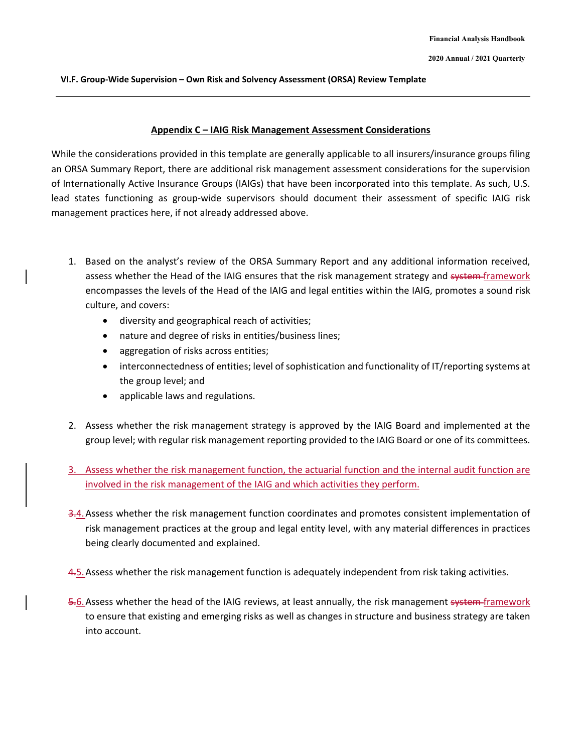## Appendix C – IAIG Risk Management Assessment Considerations

While the considerations provided in this template are generally applicable to all insurers/insurance groups filing an ORSA Summary Report, there are additional risk management assessment considerations for the supervision of Internationally Active Insurance Groups (IAIGs) that have been incorporated into this template. As such, U.S. lead states functioning as group-wide supervisors should document their assessment of specific IAIG risk management practices here, if not already addressed above.

1. Based on the analyst's review of the ORSA Summary Report and any additional information received, assess whether the Head of the IAIG ensures that the risk management strategy and ~~system~~ framework encompasses the levels of the Head of the IAIG and legal entities within the IAIG, promotes a sound risk culture, and covers:
   - diversity and geographical reach of activities;
   - nature and degree of risks in entities/business lines;
   - aggregation of risks across entities;
   - interconnectedness of entities; level of sophistication and functionality of IT/reporting systems at the group level; and
   - applicable laws and regulations.

2. Assess whether the risk management strategy is approved by the IAIG Board and implemented at the group level; with regular risk management reporting provided to the IAIG Board or one of its committees.

3. Assess whether the risk management function, the actuarial function and the internal audit function are involved in the risk management of the IAIG and which activities they perform.

~~3.~~4. Assess whether the risk management function coordinates and promotes consistent implementation of risk management practices at the group and legal entity level, with any material differences in practices being clearly documented and explained.

~~4.~~5. Assess whether the risk management function is adequately independent from risk taking activities.

~~5.~~6. Assess whether the head of the IAIG reviews, at least annually, the risk management ~~system~~ framework to ensure that existing and emerging risks as well as changes in structure and business strategy are taken into account.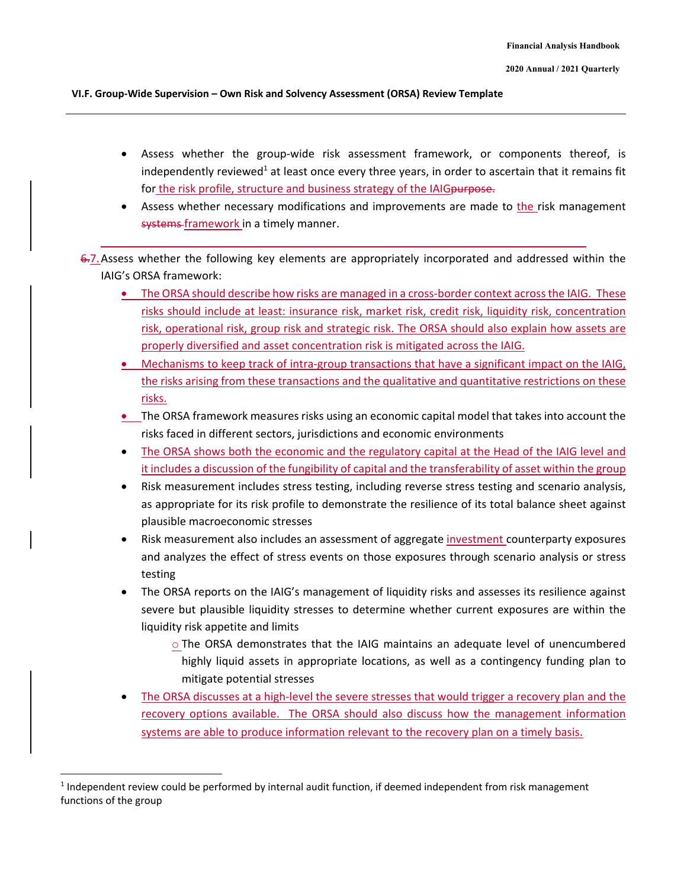## VI.F. Group-Wide Supervision – Own Risk and Solvency Assessment (ORSA) Review Template

- Assess whether the group-wide risk assessment framework, or components thereof, is independently reviewed[1] at least once every three years, in order to ascertain that it remains fit for the risk profile, structure and business strategy of the IAIGpurpose.
- Assess whether necessary modifications and improvements are made to the risk management systems framework in a timely manner.

6.7. Assess whether the following key elements are appropriately incorporated and addressed within the IAIG's ORSA framework:

- The ORSA should describe how risks are managed in a cross-border context across the IAIG. These risks should include at least: insurance risk, market risk, credit risk, liquidity risk, concentration risk, operational risk, group risk and strategic risk. The ORSA should also explain how assets are properly diversified and asset concentration risk is mitigated across the IAIG.
- Mechanisms to keep track of intra-group transactions that have a significant impact on the IAIG, the risks arising from these transactions and the qualitative and quantitative restrictions on these risks.
- The ORSA framework measures risks using an economic capital model that takes into account the risks faced in different sectors, jurisdictions and economic environments
- The ORSA shows both the economic and the regulatory capital at the Head of the IAIG level and it includes a discussion of the fungibility of capital and the transferability of asset within the group
- Risk measurement includes stress testing, including reverse stress testing and scenario analysis, as appropriate for its risk profile to demonstrate the resilience of its total balance sheet against plausible macroeconomic stresses
- Risk measurement also includes an assessment of aggregate investment counterparty exposures and analyzes the effect of stress events on those exposures through scenario analysis or stress testing
- The ORSA reports on the IAIG's management of liquidity risks and assesses its resilience against severe but plausible liquidity stresses to determine whether current exposures are within the liquidity risk appetite and limits
  - The ORSA demonstrates that the IAIG maintains an adequate level of unencumbered highly liquid assets in appropriate locations, as well as a contingency funding plan to mitigate potential stresses
- The ORSA discusses at a high-level the severe stresses that would trigger a recovery plan and the recovery options available. The ORSA should also discuss how the management information systems are able to produce information relevant to the recovery plan on a timely basis.

[1] Independent review could be performed by internal audit function, if deemed independent from risk management functions of the group